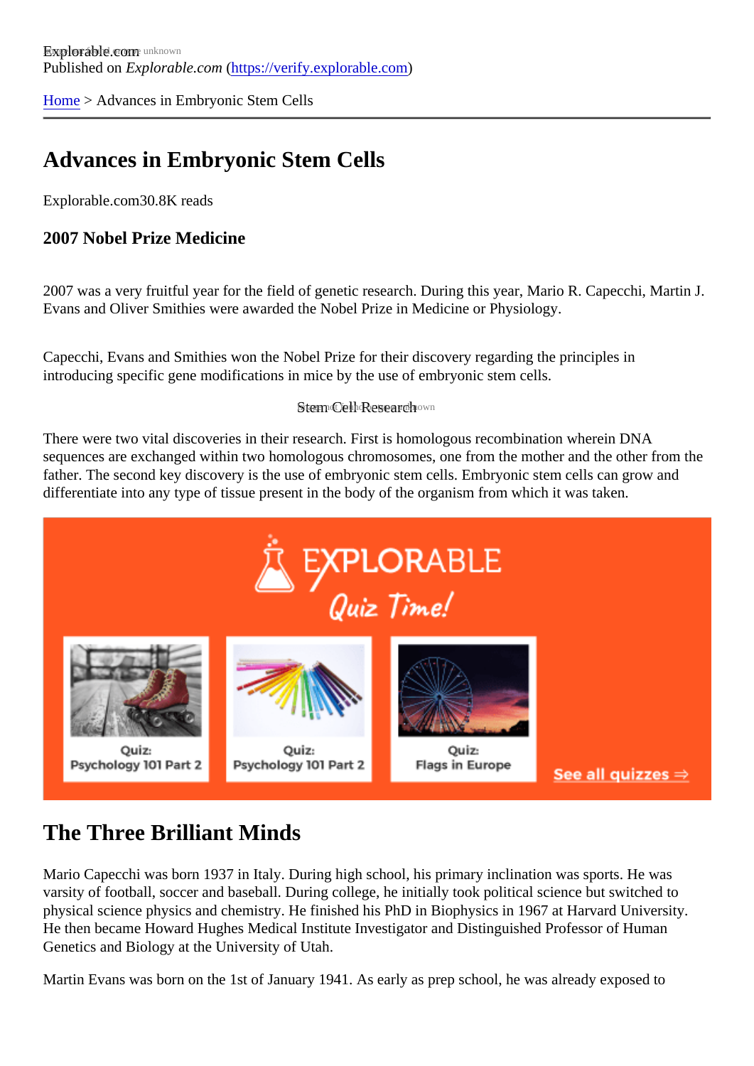Explorable.com
Published on *Explorable.com* ([https://verify.explorable.com](https://verify.explorable.com))

[Home](https://verify.explorable.com) > Advances in Embryonic Stem Cells

# Advances in Embryonic Stem Cells

Explorable.com30.8K reads

### 2007 Nobel Prize Medicine

2007 was a very fruitful year for the field of genetic research. During this year, Mario R. Capecchi, Martin J. Evans and Oliver Smithies were awarded the Nobel Prize in Medicine or Physiology.

Capecchi, Evans and Smithies won the Nobel Prize for their discovery regarding the principles in introducing specific gene modifications in mice by the use of embryonic stem cells.

Stem Cell Research

There were two vital discoveries in their research. First is homologous recombination wherein DNA sequences are exchanged within two homologous chromosomes, one from the mother and the other from the father. The second key discovery is the use of embryonic stem cells. Embryonic stem cells can grow and differentiate into any type of tissue present in the body of the organism from which it was taken.

## The Three Brilliant Minds

Mario Capecchi was born 1937 in Italy. During high school, his primary inclination was sports. He was varsity of football, soccer and baseball. During college, he initially took political science but switched to physical science physics and chemistry. He finished his PhD in Biophysics in 1967 at Harvard University. He then became Howard Hughes Medical Institute Investigator and Distinguished Professor of Human Genetics and Biology at the University of Utah.

Martin Evans was born on the 1st of January 1941. As early as prep school, he was already exposed to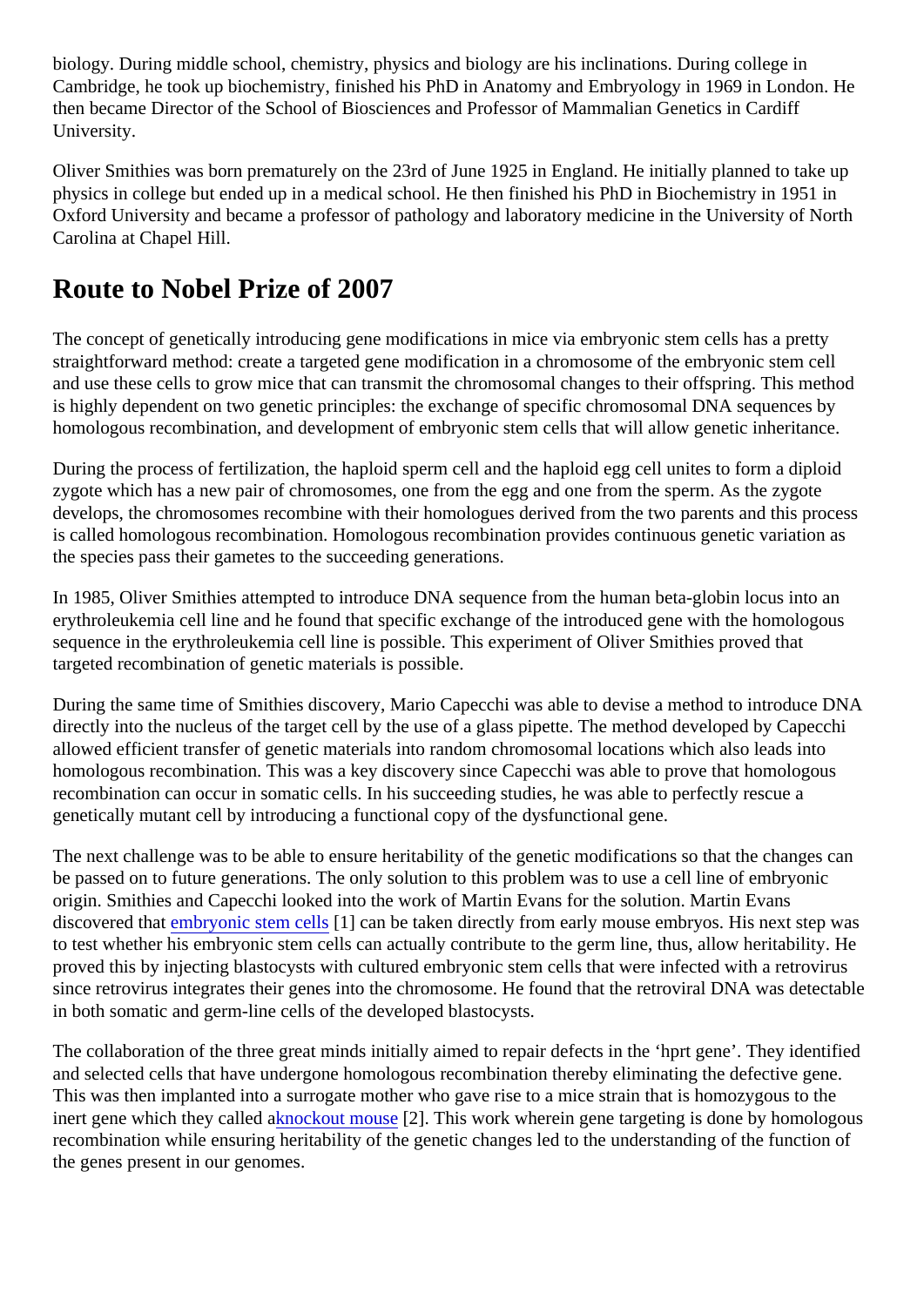biology. During middle school, chemistry, physics and biology are his inclinations. During college in Cambridge, he took up biochemistry, finished his PhD in Anatomy and Embryology in 1969 in London. He then became Director of the School of Biosciences and Professor of Mammalian Genetics in Cardiff University.

Oliver Smithies was born prematurely on the 23rd of June 1925 in England. He initially planned to take up physics in college but ended up in a medical school. He then finished his PhD in Biochemistry in 1951 in Oxford University and became a professor of pathology and laboratory medicine in the University of North Carolina at Chapel Hill.

## Route to Nobel Prize of 2007

The concept of genetically introducing gene modifications in mice via embryonic stem cells has a pretty straightforward method: create a targeted gene modification in a chromosome of the embryonic stem cell and use these cells to grow mice that can transmit the chromosomal changes to their offspring. This method is highly dependent on two genetic principles: the exchange of specific chromosomal DNA sequences by homologous recombination, and development of embryonic stem cells that will allow genetic inheritance.

During the process of fertilization, the haploid sperm cell and the haploid egg cell unites to form a diploid zygote which has a new pair of chromosomes, one from the egg and one from the sperm. As the zygote develops, the chromosomes recombine with their homologues derived from the two parents and this process is called homologous recombination. Homologous recombination provides continuous genetic variation as the species pass their gametes to the succeeding generations.

In 1985, Oliver Smithies attempted to introduce DNA sequence from the human beta-globin locus into an erythroleukemia cell line and he found that specific exchange of the introduced gene with the homologous sequence in the erythroleukemia cell line is possible. This experiment of Oliver Smithies proved that targeted recombination of genetic materials is possible.

During the same time of Smithies discovery, Mario Capecchi was able to devise a method to introduce DNA directly into the nucleus of the target cell by the use of a glass pipette. The method developed by Capecchi allowed efficient transfer of genetic materials into random chromosomal locations which also leads into homologous recombination. This was a key discovery since Capecchi was able to prove that homologous recombination can occur in somatic cells. In his succeeding studies, he was able to perfectly rescue a genetically mutant cell by introducing a functional copy of the dysfunctional gene.

The next challenge was to be able to ensure heritability of the genetic modifications so that the changes can be passed on to future generations. The only solution to this problem was to use a cell line of embryonic origin. Smithies and Capecchi looked into the work of Martin Evans for the solution. Martin Evans discovered that embryonic stem cells [1] can be taken directly from early mouse embryos. His next step was to test whether his embryonic stem cells can actually contribute to the germ line, thus, allow heritability. He proved this by injecting blastocysts with cultured embryonic stem cells that were infected with a retrovirus since retrovirus integrates their genes into the chromosome. He found that the retroviral DNA was detectable in both somatic and germ-line cells of the developed blastocysts.

The collaboration of the three great minds initially aimed to repair defects in the 'hprt gene'. They identified and selected cells that have undergone homologous recombination thereby eliminating the defective gene. This was then implanted into a surrogate mother who gave rise to a mice strain that is homozygous to the inert gene which they called a knockout mouse [2]. This work wherein gene targeting is done by homologous recombination while ensuring heritability of the genetic changes led to the understanding of the function of the genes present in our genomes.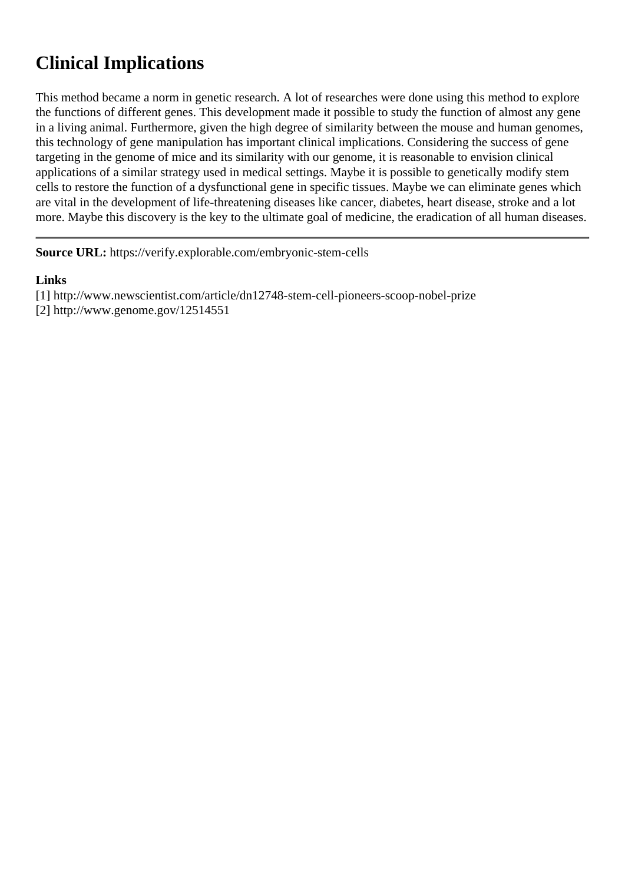# Clinical Implications

This method became a norm in genetic research. A lot of researches were done using this method to explore the functions of different genes. This development made it possible to study the function of almost any gene in a living animal. Furthermore, given the high degree of similarity between the mouse and human genomes, this technology of gene manipulation has important clinical implications. Considering the success of gene targeting in the genome of mice and its similarity with our genome, it is reasonable to envision clinical applications of a similar strategy used in medical settings. Maybe it is possible to genetically modify stem cells to restore the function of a dysfunctional gene in specific tissues. Maybe we can eliminate genes which are vital in the development of life-threatening diseases like cancer, diabetes, heart disease, stroke and a lot more. Maybe this discovery is the key to the ultimate goal of medicine, the eradication of all human diseases.

---

**Source URL:** https://verify.explorable.com/embryonic-stem-cells

**Links**

[1] http://www.newscientist.com/article/dn12748-stem-cell-pioneers-scoop-nobel-prize

[2] http://www.genome.gov/12514551